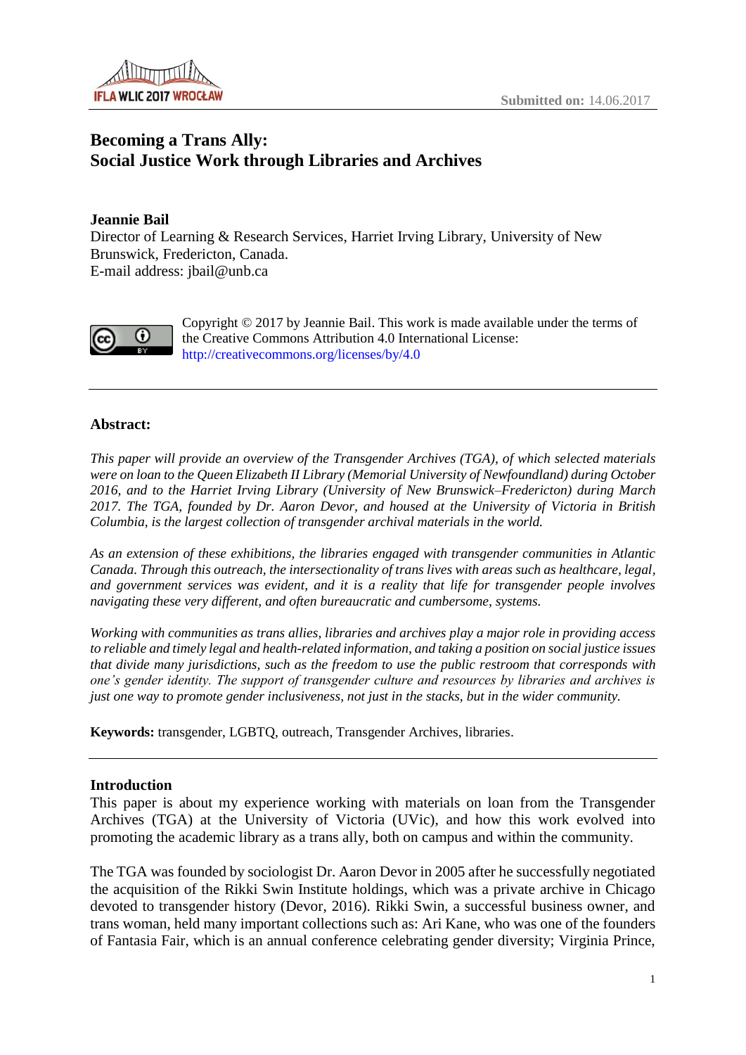Submitted on: 14.06.2017

# Becoming a Trans Ally:
# Social Justice Work through Libraries and Archives

**Jeannie Bail**
Director of Learning & Research Services, Harriet Irving Library, University of New Brunswick, Fredericton, Canada.
E-mail address: jbail@unb.ca

Copyright © 2017 by Jeannie Bail. This work is made available under the terms of the Creative Commons Attribution 4.0 International License: http://creativecommons.org/licenses/by/4.0

---

**Abstract:**

*This paper will provide an overview of the Transgender Archives (TGA), of which selected materials were on loan to the Queen Elizabeth II Library (Memorial University of Newfoundland) during October 2016, and to the Harriet Irving Library (University of New Brunswick–Fredericton) during March 2017. The TGA, founded by Dr. Aaron Devor, and housed at the University of Victoria in British Columbia, is the largest collection of transgender archival materials in the world.*

*As an extension of these exhibitions, the libraries engaged with transgender communities in Atlantic Canada. Through this outreach, the intersectionality of trans lives with areas such as healthcare, legal, and government services was evident, and it is a reality that life for transgender people involves navigating these very different, and often bureaucratic and cumbersome, systems.*

*Working with communities as trans allies, libraries and archives play a major role in providing access to reliable and timely legal and health-related information, and taking a position on social justice issues that divide many jurisdictions, such as the freedom to use the public restroom that corresponds with one's gender identity. The support of transgender culture and resources by libraries and archives is just one way to promote gender inclusiveness, not just in the stacks, but in the wider community.*

**Keywords:** transgender, LGBTQ, outreach, Transgender Archives, libraries.

---

## Introduction

This paper is about my experience working with materials on loan from the Transgender Archives (TGA) at the University of Victoria (UVic), and how this work evolved into promoting the academic library as a trans ally, both on campus and within the community.

The TGA was founded by sociologist Dr. Aaron Devor in 2005 after he successfully negotiated the acquisition of the Rikki Swin Institute holdings, which was a private archive in Chicago devoted to transgender history (Devor, 2016). Rikki Swin, a successful business owner, and trans woman, held many important collections such as: Ari Kane, who was one of the founders of Fantasia Fair, which is an annual conference celebrating gender diversity; Virginia Prince,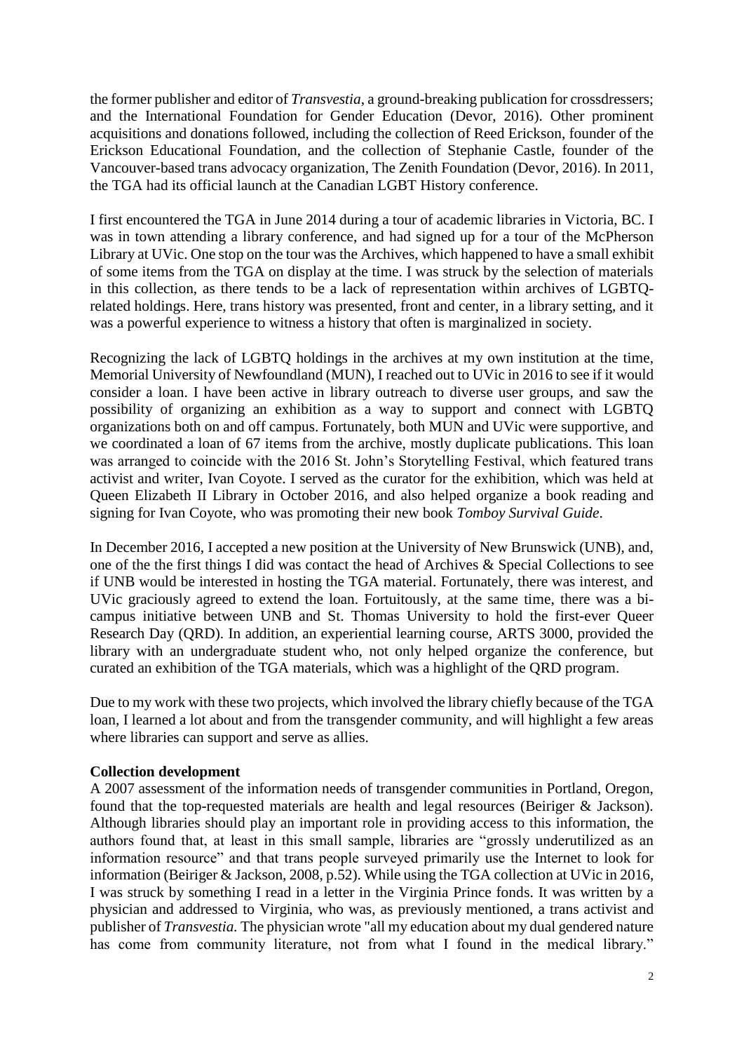the former publisher and editor of *Transvestia*, a ground-breaking publication for crossdressers; and the International Foundation for Gender Education (Devor, 2016). Other prominent acquisitions and donations followed, including the collection of Reed Erickson, founder of the Erickson Educational Foundation, and the collection of Stephanie Castle, founder of the Vancouver-based trans advocacy organization, The Zenith Foundation (Devor, 2016). In 2011, the TGA had its official launch at the Canadian LGBT History conference.

I first encountered the TGA in June 2014 during a tour of academic libraries in Victoria, BC. I was in town attending a library conference, and had signed up for a tour of the McPherson Library at UVic. One stop on the tour was the Archives, which happened to have a small exhibit of some items from the TGA on display at the time. I was struck by the selection of materials in this collection, as there tends to be a lack of representation within archives of LGBTQ-related holdings. Here, trans history was presented, front and center, in a library setting, and it was a powerful experience to witness a history that often is marginalized in society.

Recognizing the lack of LGBTQ holdings in the archives at my own institution at the time, Memorial University of Newfoundland (MUN), I reached out to UVic in 2016 to see if it would consider a loan. I have been active in library outreach to diverse user groups, and saw the possibility of organizing an exhibition as a way to support and connect with LGBTQ organizations both on and off campus. Fortunately, both MUN and UVic were supportive, and we coordinated a loan of 67 items from the archive, mostly duplicate publications. This loan was arranged to coincide with the 2016 St. John's Storytelling Festival, which featured trans activist and writer, Ivan Coyote. I served as the curator for the exhibition, which was held at Queen Elizabeth II Library in October 2016, and also helped organize a book reading and signing for Ivan Coyote, who was promoting their new book *Tomboy Survival Guide*.

In December 2016, I accepted a new position at the University of New Brunswick (UNB), and, one of the the first things I did was contact the head of Archives & Special Collections to see if UNB would be interested in hosting the TGA material. Fortunately, there was interest, and UVic graciously agreed to extend the loan. Fortuitously, at the same time, there was a bi-campus initiative between UNB and St. Thomas University to hold the first-ever Queer Research Day (QRD). In addition, an experiential learning course, ARTS 3000, provided the library with an undergraduate student who, not only helped organize the conference, but curated an exhibition of the TGA materials, which was a highlight of the QRD program.

Due to my work with these two projects, which involved the library chiefly because of the TGA loan, I learned a lot about and from the transgender community, and will highlight a few areas where libraries can support and serve as allies.

**Collection development**

A 2007 assessment of the information needs of transgender communities in Portland, Oregon, found that the top-requested materials are health and legal resources (Beiriger & Jackson). Although libraries should play an important role in providing access to this information, the authors found that, at least in this small sample, libraries are "grossly underutilized as an information resource" and that trans people surveyed primarily use the Internet to look for information (Beiriger & Jackson, 2008, p.52). While using the TGA collection at UVic in 2016, I was struck by something I read in a letter in the Virginia Prince fonds. It was written by a physician and addressed to Virginia, who was, as previously mentioned, a trans activist and publisher of *Transvestia.* The physician wrote "all my education about my dual gendered nature has come from community literature, not from what I found in the medical library."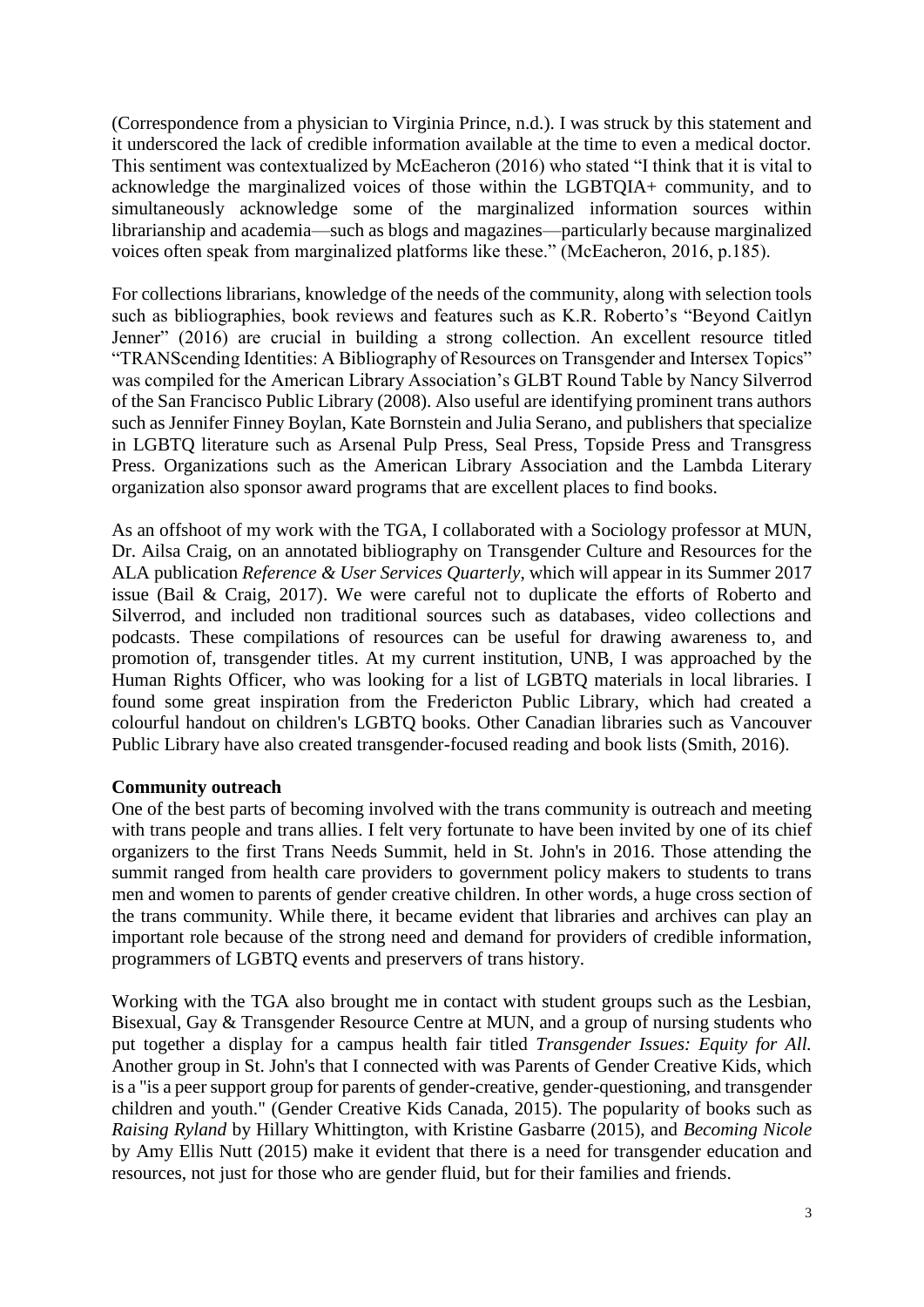(Correspondence from a physician to Virginia Prince, n.d.). I was struck by this statement and it underscored the lack of credible information available at the time to even a medical doctor. This sentiment was contextualized by McEacheron (2016) who stated "I think that it is vital to acknowledge the marginalized voices of those within the LGBTQIA+ community, and to simultaneously acknowledge some of the marginalized information sources within librarianship and academia—such as blogs and magazines—particularly because marginalized voices often speak from marginalized platforms like these." (McEacheron, 2016, p.185).

For collections librarians, knowledge of the needs of the community, along with selection tools such as bibliographies, book reviews and features such as K.R. Roberto's "Beyond Caitlyn Jenner" (2016) are crucial in building a strong collection. An excellent resource titled "TRANScending Identities: A Bibliography of Resources on Transgender and Intersex Topics" was compiled for the American Library Association's GLBT Round Table by Nancy Silverrod of the San Francisco Public Library (2008). Also useful are identifying prominent trans authors such as Jennifer Finney Boylan, Kate Bornstein and Julia Serano, and publishers that specialize in LGBTQ literature such as Arsenal Pulp Press, Seal Press, Topside Press and Transgress Press. Organizations such as the American Library Association and the Lambda Literary organization also sponsor award programs that are excellent places to find books.

As an offshoot of my work with the TGA, I collaborated with a Sociology professor at MUN, Dr. Ailsa Craig, on an annotated bibliography on Transgender Culture and Resources for the ALA publication *Reference & User Services Quarterly*, which will appear in its Summer 2017 issue (Bail & Craig, 2017). We were careful not to duplicate the efforts of Roberto and Silverrod, and included non traditional sources such as databases, video collections and podcasts. These compilations of resources can be useful for drawing awareness to, and promotion of, transgender titles. At my current institution, UNB, I was approached by the Human Rights Officer, who was looking for a list of LGBTQ materials in local libraries. I found some great inspiration from the Fredericton Public Library, which had created a colourful handout on children's LGBTQ books. Other Canadian libraries such as Vancouver Public Library have also created transgender-focused reading and book lists (Smith, 2016).

**Community outreach**

One of the best parts of becoming involved with the trans community is outreach and meeting with trans people and trans allies. I felt very fortunate to have been invited by one of its chief organizers to the first Trans Needs Summit, held in St. John's in 2016. Those attending the summit ranged from health care providers to government policy makers to students to trans men and women to parents of gender creative children. In other words, a huge cross section of the trans community. While there, it became evident that libraries and archives can play an important role because of the strong need and demand for providers of credible information, programmers of LGBTQ events and preservers of trans history.

Working with the TGA also brought me in contact with student groups such as the Lesbian, Bisexual, Gay & Transgender Resource Centre at MUN, and a group of nursing students who put together a display for a campus health fair titled *Transgender Issues: Equity for All.* Another group in St. John's that I connected with was Parents of Gender Creative Kids, which is a "is a peer support group for parents of gender-creative, gender-questioning, and transgender children and youth." (Gender Creative Kids Canada, 2015). The popularity of books such as *Raising Ryland* by Hillary Whittington, with Kristine Gasbarre (2015), and *Becoming Nicole* by Amy Ellis Nutt (2015) make it evident that there is a need for transgender education and resources, not just for those who are gender fluid, but for their families and friends.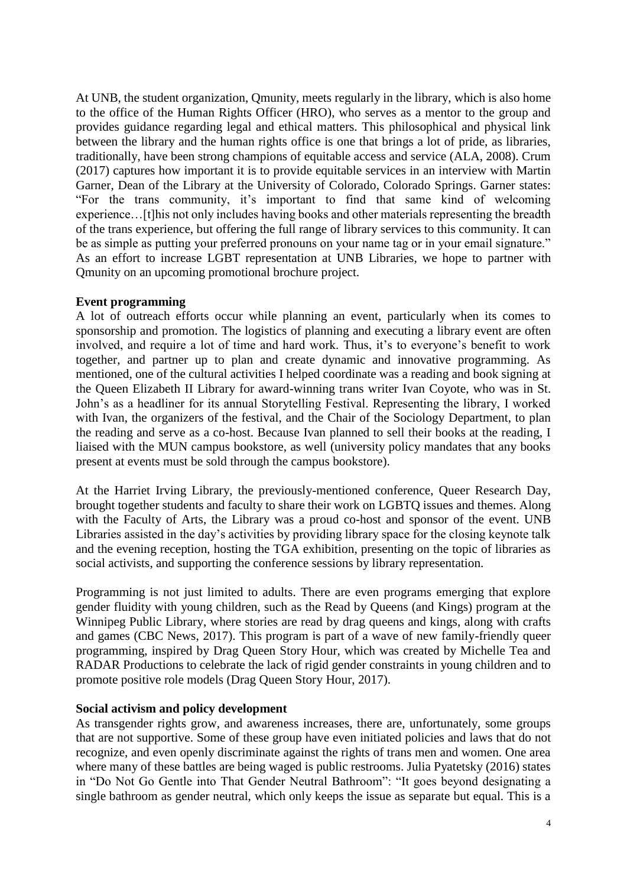At UNB, the student organization, Qmunity, meets regularly in the library, which is also home to the office of the Human Rights Officer (HRO), who serves as a mentor to the group and provides guidance regarding legal and ethical matters. This philosophical and physical link between the library and the human rights office is one that brings a lot of pride, as libraries, traditionally, have been strong champions of equitable access and service (ALA, 2008). Crum (2017) captures how important it is to provide equitable services in an interview with Martin Garner, Dean of the Library at the University of Colorado, Colorado Springs. Garner states: "For the trans community, it's important to find that same kind of welcoming experience…[t]his not only includes having books and other materials representing the breadth of the trans experience, but offering the full range of library services to this community. It can be as simple as putting your preferred pronouns on your name tag or in your email signature." As an effort to increase LGBT representation at UNB Libraries, we hope to partner with Qmunity on an upcoming promotional brochure project.

**Event programming**

A lot of outreach efforts occur while planning an event, particularly when its comes to sponsorship and promotion. The logistics of planning and executing a library event are often involved, and require a lot of time and hard work. Thus, it's to everyone's benefit to work together, and partner up to plan and create dynamic and innovative programming. As mentioned, one of the cultural activities I helped coordinate was a reading and book signing at the Queen Elizabeth II Library for award-winning trans writer Ivan Coyote, who was in St. John's as a headliner for its annual Storytelling Festival. Representing the library, I worked with Ivan, the organizers of the festival, and the Chair of the Sociology Department, to plan the reading and serve as a co-host. Because Ivan planned to sell their books at the reading, I liaised with the MUN campus bookstore, as well (university policy mandates that any books present at events must be sold through the campus bookstore).

At the Harriet Irving Library, the previously-mentioned conference, Queer Research Day, brought together students and faculty to share their work on LGBTQ issues and themes. Along with the Faculty of Arts, the Library was a proud co-host and sponsor of the event. UNB Libraries assisted in the day's activities by providing library space for the closing keynote talk and the evening reception, hosting the TGA exhibition, presenting on the topic of libraries as social activists, and supporting the conference sessions by library representation.

Programming is not just limited to adults. There are even programs emerging that explore gender fluidity with young children, such as the Read by Queens (and Kings) program at the Winnipeg Public Library, where stories are read by drag queens and kings, along with crafts and games (CBC News, 2017). This program is part of a wave of new family-friendly queer programming, inspired by Drag Queen Story Hour, which was created by Michelle Tea and RADAR Productions to celebrate the lack of rigid gender constraints in young children and to promote positive role models (Drag Queen Story Hour, 2017).

**Social activism and policy development**

As transgender rights grow, and awareness increases, there are, unfortunately, some groups that are not supportive. Some of these group have even initiated policies and laws that do not recognize, and even openly discriminate against the rights of trans men and women. One area where many of these battles are being waged is public restrooms. Julia Pyatetsky (2016) states in "Do Not Go Gentle into That Gender Neutral Bathroom": "It goes beyond designating a single bathroom as gender neutral, which only keeps the issue as separate but equal. This is a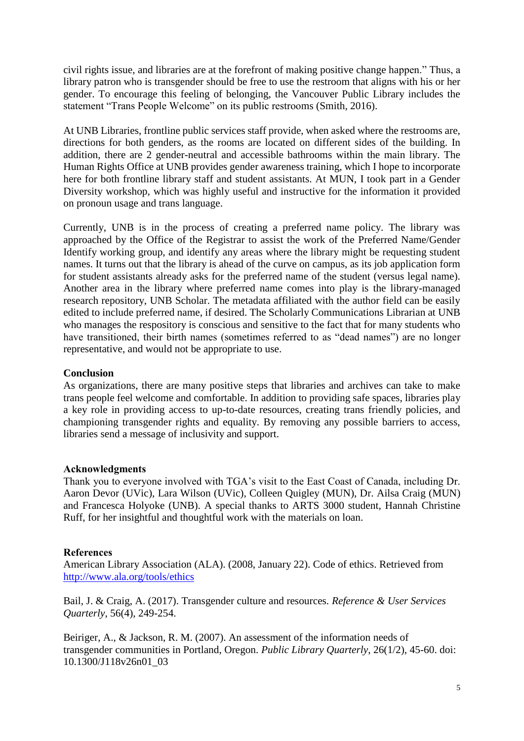civil rights issue, and libraries are at the forefront of making positive change happen." Thus, a library patron who is transgender should be free to use the restroom that aligns with his or her gender. To encourage this feeling of belonging, the Vancouver Public Library includes the statement "Trans People Welcome" on its public restrooms (Smith, 2016).

At UNB Libraries, frontline public services staff provide, when asked where the restrooms are, directions for both genders, as the rooms are located on different sides of the building. In addition, there are 2 gender-neutral and accessible bathrooms within the main library. The Human Rights Office at UNB provides gender awareness training, which I hope to incorporate here for both frontline library staff and student assistants. At MUN, I took part in a Gender Diversity workshop, which was highly useful and instructive for the information it provided on pronoun usage and trans language.

Currently, UNB is in the process of creating a preferred name policy. The library was approached by the Office of the Registrar to assist the work of the Preferred Name/Gender Identify working group, and identify any areas where the library might be requesting student names. It turns out that the library is ahead of the curve on campus, as its job application form for student assistants already asks for the preferred name of the student (versus legal name). Another area in the library where preferred name comes into play is the library-managed research repository, UNB Scholar. The metadata affiliated with the author field can be easily edited to include preferred name, if desired. The Scholarly Communications Librarian at UNB who manages the respository is conscious and sensitive to the fact that for many students who have transitioned, their birth names (sometimes referred to as "dead names") are no longer representative, and would not be appropriate to use.

**Conclusion**

As organizations, there are many positive steps that libraries and archives can take to make trans people feel welcome and comfortable. In addition to providing safe spaces, libraries play a key role in providing access to up-to-date resources, creating trans friendly policies, and championing transgender rights and equality. By removing any possible barriers to access, libraries send a message of inclusivity and support.

**Acknowledgments**

Thank you to everyone involved with TGA's visit to the East Coast of Canada, including Dr. Aaron Devor (UVic), Lara Wilson (UVic), Colleen Quigley (MUN), Dr. Ailsa Craig (MUN) and Francesca Holyoke (UNB). A special thanks to ARTS 3000 student, Hannah Christine Ruff, for her insightful and thoughtful work with the materials on loan.

**References**

American Library Association (ALA). (2008, January 22). Code of ethics. Retrieved from http://www.ala.org/tools/ethics

Bail, J. & Craig, A. (2017). Transgender culture and resources. *Reference & User Services Quarterly*, 56(4), 249-254.

Beiriger, A., & Jackson, R. M. (2007). An assessment of the information needs of transgender communities in Portland, Oregon. *Public Library Quarterly*, 26(1/2), 45-60. doi: 10.1300/J118v26n01_03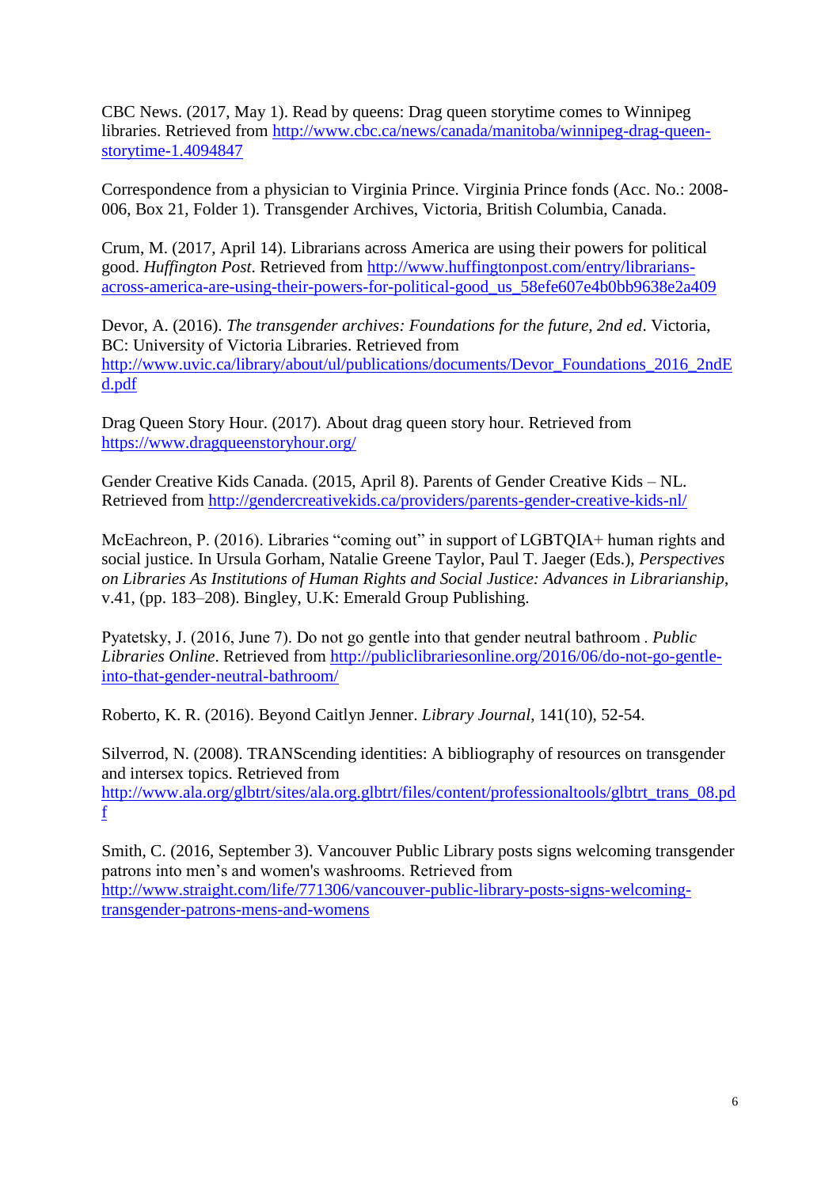CBC News. (2017, May 1). Read by queens: Drag queen storytime comes to Winnipeg libraries. Retrieved from http://www.cbc.ca/news/canada/manitoba/winnipeg-drag-queen-storytime-1.4094847

Correspondence from a physician to Virginia Prince. Virginia Prince fonds (Acc. No.: 2008-006, Box 21, Folder 1). Transgender Archives, Victoria, British Columbia, Canada.

Crum, M. (2017, April 14). Librarians across America are using their powers for political good. *Huffington Post*. Retrieved from http://www.huffingtonpost.com/entry/librarians-across-america-are-using-their-powers-for-political-good_us_58efe607e4b0bb9638e2a409

Devor, A. (2016). *The transgender archives: Foundations for the future, 2nd ed*. Victoria, BC: University of Victoria Libraries. Retrieved from http://www.uvic.ca/library/about/ul/publications/documents/Devor_Foundations_2016_2ndEd.pdf

Drag Queen Story Hour. (2017). About drag queen story hour. Retrieved from https://www.dragqueenstoryhour.org/

Gender Creative Kids Canada. (2015, April 8). Parents of Gender Creative Kids – NL. Retrieved from http://gendercreativekids.ca/providers/parents-gender-creative-kids-nl/

McEachreon, P. (2016). Libraries "coming out" in support of LGBTQIA+ human rights and social justice. In Ursula Gorham, Natalie Greene Taylor, Paul T. Jaeger (Eds.), *Perspectives on Libraries As Institutions of Human Rights and Social Justice: Advances in Librarianship*, v.41, (pp. 183–208). Bingley, U.K: Emerald Group Publishing.

Pyatetsky, J. (2016, June 7). Do not go gentle into that gender neutral bathroom . *Public Libraries Online*. Retrieved from http://publiclibrariesonline.org/2016/06/do-not-go-gentle-into-that-gender-neutral-bathroom/

Roberto, K. R. (2016). Beyond Caitlyn Jenner. *Library Journal*, 141(10), 52-54.

Silverrod, N. (2008). TRANScending identities: A bibliography of resources on transgender and intersex topics. Retrieved from http://www.ala.org/glbtrt/sites/ala.org.glbtrt/files/content/professionaltools/glbtrt_trans_08.pdf

Smith, C. (2016, September 3). Vancouver Public Library posts signs welcoming transgender patrons into men's and women's washrooms. Retrieved from http://www.straight.com/life/771306/vancouver-public-library-posts-signs-welcoming-transgender-patrons-mens-and-womens